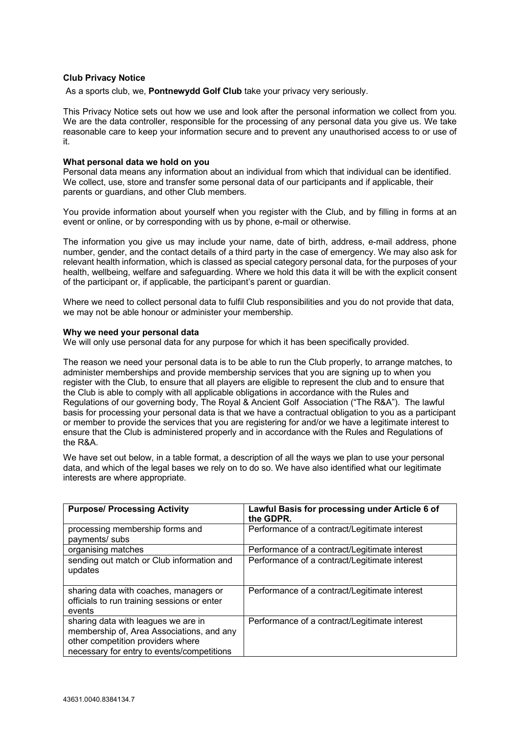**Club Privacy Notice**

As a sports club, we, **Pontnewydd Golf Club** take your privacy very seriously.

This Privacy Notice sets out how we use and look after the personal information we collect from you. We are the data controller, responsible for the processing of any personal data you give us. We take reasonable care to keep your information secure and to prevent any unauthorised access to or use of it.

**What personal data we hold on you**

Personal data means any information about an individual from which that individual can be identified. We collect, use, store and transfer some personal data of our participants and if applicable, their parents or guardians, and other Club members.

You provide information about yourself when you register with the Club, and by filling in forms at an event or online, or by corresponding with us by phone, e-mail or otherwise.

The information you give us may include your name, date of birth, address, e-mail address, phone number, gender, and the contact details of a third party in the case of emergency. We may also ask for relevant health information, which is classed as special category personal data, for the purposes of your health, wellbeing, welfare and safeguarding. Where we hold this data it will be with the explicit consent of the participant or, if applicable, the participant's parent or guardian.

Where we need to collect personal data to fulfil Club responsibilities and you do not provide that data, we may not be able honour or administer your membership.

**Why we need your personal data**

We will only use personal data for any purpose for which it has been specifically provided.

The reason we need your personal data is to be able to run the Club properly, to arrange matches, to administer memberships and provide membership services that you are signing up to when you register with the Club, to ensure that all players are eligible to represent the club and to ensure that the Club is able to comply with all applicable obligations in accordance with the Rules and Regulations of our governing body, The Royal & Ancient Golf Association ("The R&A"). The lawful basis for processing your personal data is that we have a contractual obligation to you as a participant or member to provide the services that you are registering for and/or we have a legitimate interest to ensure that the Club is administered properly and in accordance with the Rules and Regulations of the R&A.

We have set out below, in a table format, a description of all the ways we plan to use your personal data, and which of the legal bases we rely on to do so. We have also identified what our legitimate interests are where appropriate.

| Purpose/ Processing Activity | Lawful Basis for processing under Article 6 of the GDPR. |
|---|---|
| processing membership forms and payments/ subs | Performance of a contract/Legitimate interest |
| organising matches | Performance of a contract/Legitimate interest |
| sending out match or Club information and updates | Performance of a contract/Legitimate interest |
| sharing data with coaches, managers or officials to run training sessions or enter events | Performance of a contract/Legitimate interest |
| sharing data with leagues we are in membership of, Area Associations, and any other competition providers where necessary for entry to events/competitions | Performance of a contract/Legitimate interest |

43631.0040.8384134.7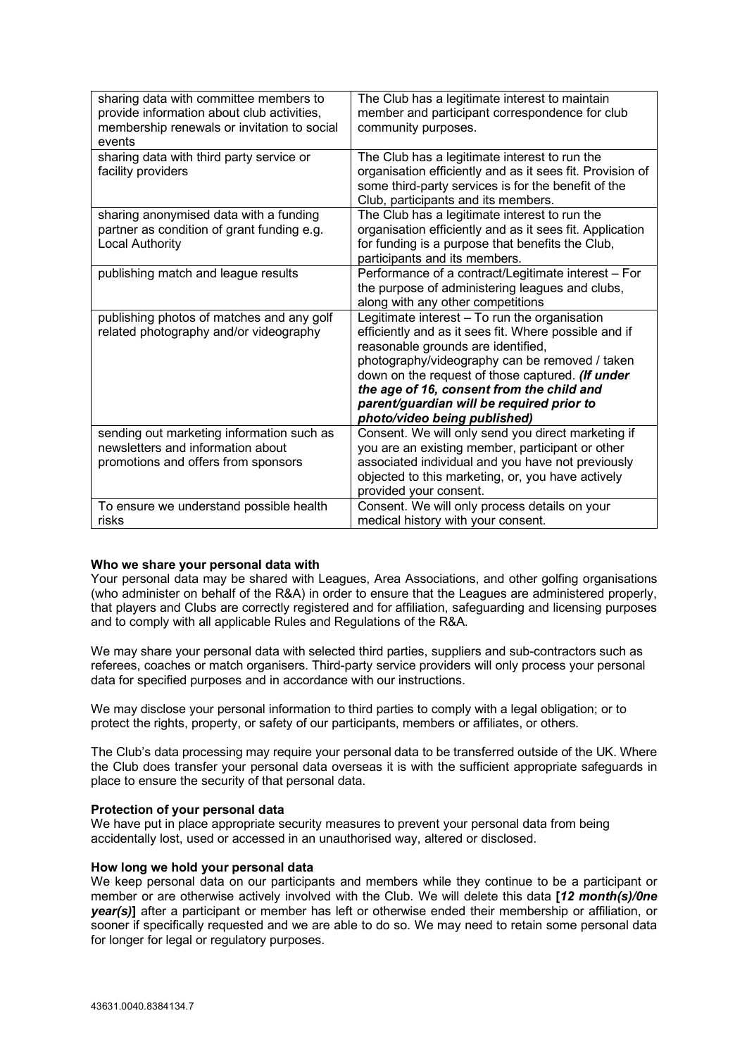| | |
|---|---|
| sharing data with committee members to provide information about club activities, membership renewals or invitation to social events | The Club has a legitimate interest to maintain member and participant correspondence for club community purposes. |
| sharing data with third party service or facility providers | The Club has a legitimate interest to run the organisation efficiently and as it sees fit. Provision of some third-party services is for the benefit of the Club, participants and its members. |
| sharing anonymised data with a funding partner as condition of grant funding e.g. Local Authority | The Club has a legitimate interest to run the organisation efficiently and as it sees fit. Application for funding is a purpose that benefits the Club, participants and its members. |
| publishing match and league results | Performance of a contract/Legitimate interest – For the purpose of administering leagues and clubs, along with any other competitions |
| publishing photos of matches and any golf related photography and/or videography | Legitimate interest – To run the organisation efficiently and as it sees fit. Where possible and if reasonable grounds are identified, photography/videography can be removed / taken down on the request of those captured. ***(If under the age of 16, consent from the child and parent/guardian will be required prior to photo/video being published)*** |
| sending out marketing information such as newsletters and information about promotions and offers from sponsors | Consent. We will only send you direct marketing if you are an existing member, participant or other associated individual and you have not previously objected to this marketing, or, you have actively provided your consent. |
| To ensure we understand possible health risks | Consent. We will only process details on your medical history with your consent. |

**Who we share your personal data with**

Your personal data may be shared with Leagues, Area Associations, and other golfing organisations (who administer on behalf of the R&A) in order to ensure that the Leagues are administered properly, that players and Clubs are correctly registered and for affiliation, safeguarding and licensing purposes and to comply with all applicable Rules and Regulations of the R&A.

We may share your personal data with selected third parties, suppliers and sub-contractors such as referees, coaches or match organisers. Third-party service providers will only process your personal data for specified purposes and in accordance with our instructions.

We may disclose your personal information to third parties to comply with a legal obligation; or to protect the rights, property, or safety of our participants, members or affiliates, or others.

The Club's data processing may require your personal data to be transferred outside of the UK. Where the Club does transfer your personal data overseas it is with the sufficient appropriate safeguards in place to ensure the security of that personal data.

**Protection of your personal data**

We have put in place appropriate security measures to prevent your personal data from being accidentally lost, used or accessed in an unauthorised way, altered or disclosed.

**How long we hold your personal data**

We keep personal data on our participants and members while they continue to be a participant or member or are otherwise actively involved with the Club. We will delete this data **[*12 month(s)/0ne year(s)*]** after a participant or member has left or otherwise ended their membership or affiliation, or sooner if specifically requested and we are able to do so. We may need to retain some personal data for longer for legal or regulatory purposes.

43631.0040.8384134.7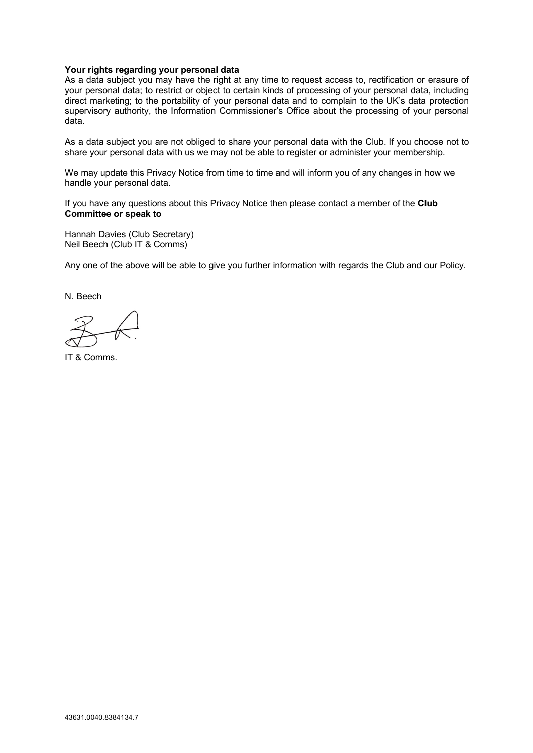**Your rights regarding your personal data**

As a data subject you may have the right at any time to request access to, rectification or erasure of your personal data; to restrict or object to certain kinds of processing of your personal data, including direct marketing; to the portability of your personal data and to complain to the UK's data protection supervisory authority, the Information Commissioner's Office about the processing of your personal data.

As a data subject you are not obliged to share your personal data with the Club. If you choose not to share your personal data with us we may not be able to register or administer your membership.

We may update this Privacy Notice from time to time and will inform you of any changes in how we handle your personal data.

If you have any questions about this Privacy Notice then please contact a member of the **Club Committee or speak to**

Hannah Davies (Club Secretary)
Neil Beech (Club IT & Comms)

Any one of the above will be able to give you further information with regards the Club and our Policy.

N. Beech

IT & Comms.

43631.0040.8384134.7